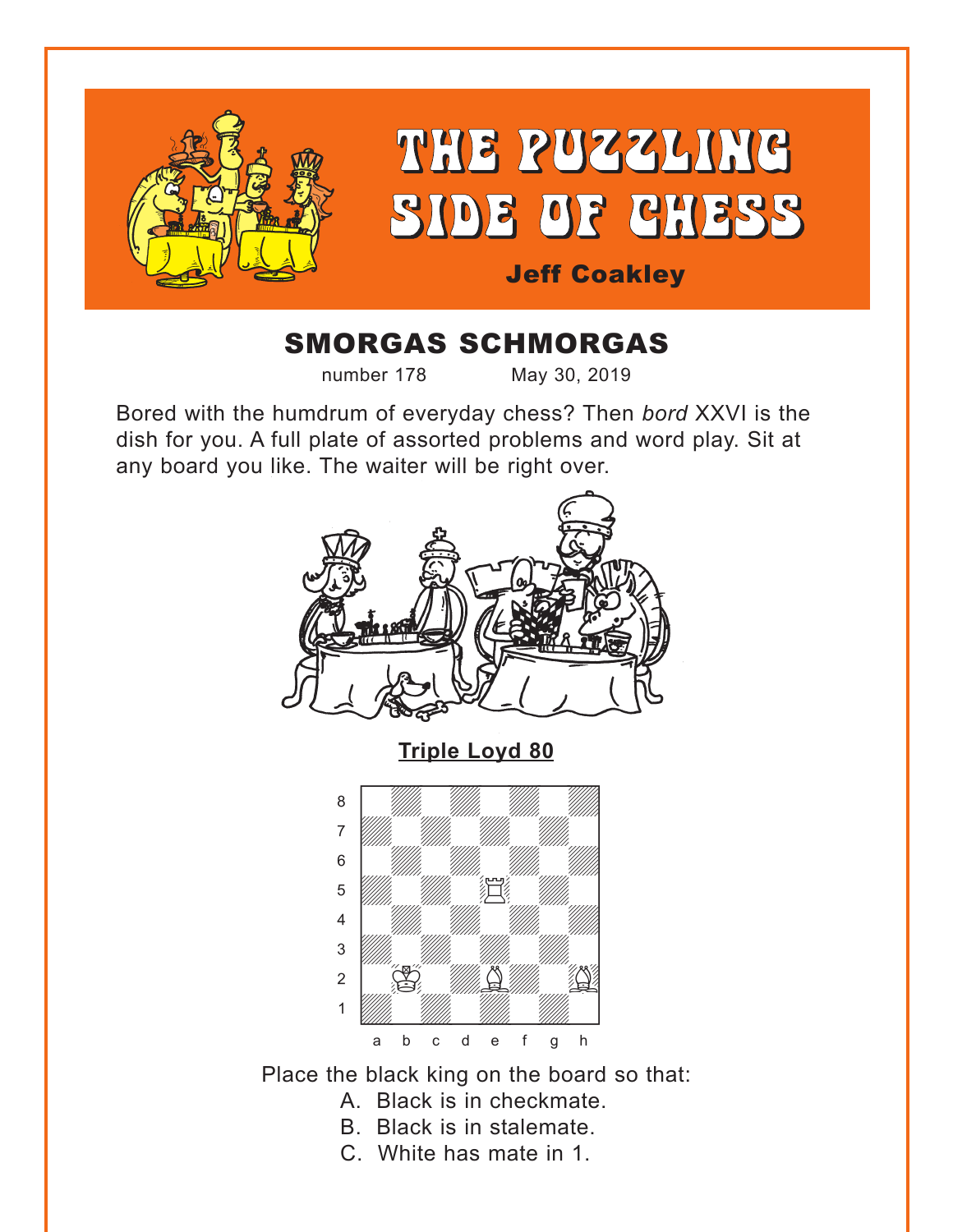# THE PUZZLING SIDE OF CHESS

**Jeff Coakley**

## SMORGAS SCHMORGAS

number 178 May 30, 2019

Bored with the humdrum of everyday chess? Then *bord* XXVI is the dish for you. A full plate of assorted problems and word play. Sit at any board you like. The waiter will be right over.

**Triple Loyd 80**

Place the black king on the board so that:

A. Black is in checkmate.
B. Black is in stalemate.
C. White has mate in 1.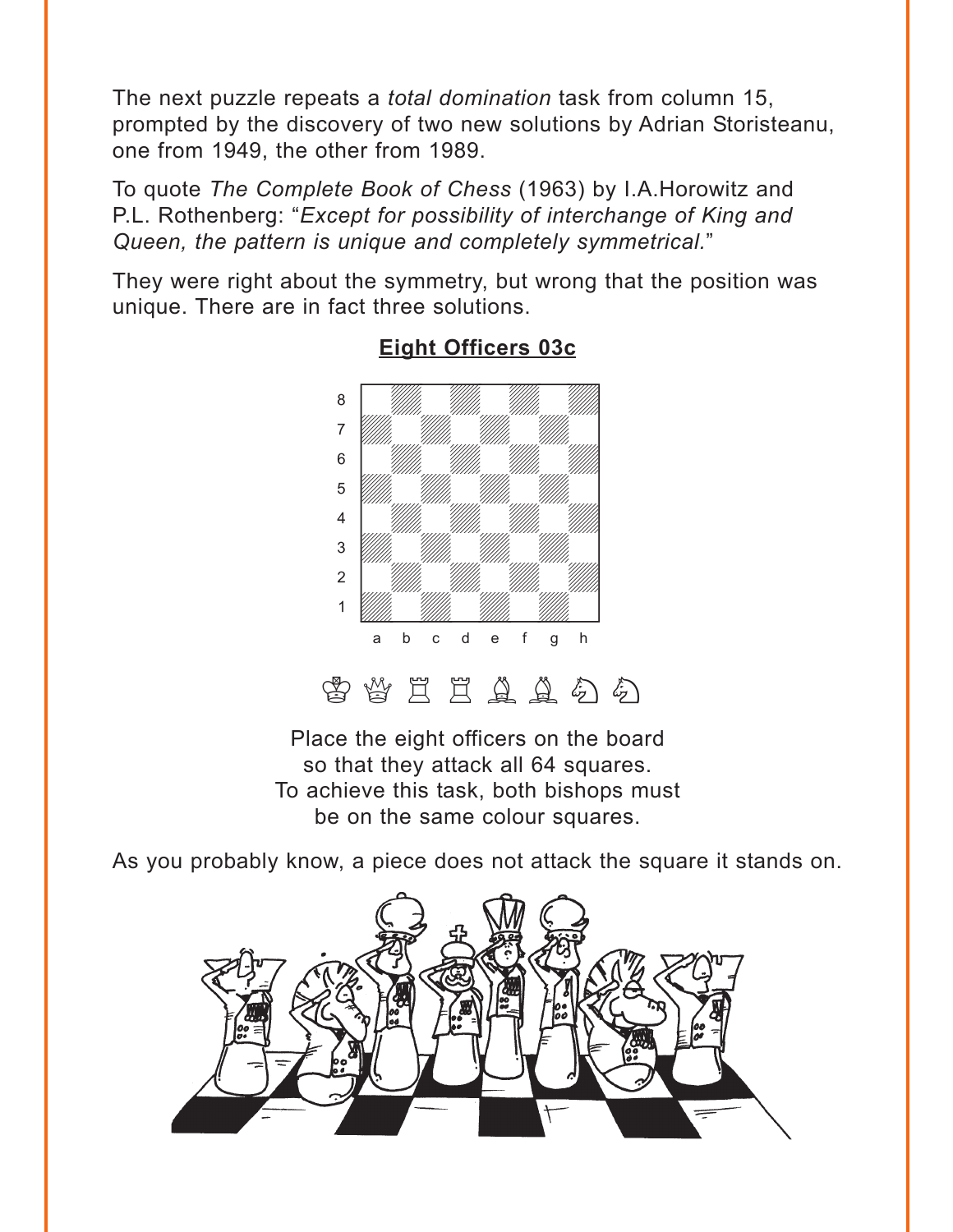The next puzzle repeats a *total domination* task from column 15, prompted by the discovery of two new solutions by Adrian Storisteanu, one from 1949, the other from 1989.

To quote *The Complete Book of Chess* (1963) by I.A.Horowitz and P.L. Rothenberg: "*Except for possibility of interchange of King and Queen, the pattern is unique and completely symmetrical.*"

They were right about the symmetry, but wrong that the position was unique. There are in fact three solutions.

## Eight Officers 03c

♔ ♕ ♖ ♖ ♗ ♗ ♘ ♘

Place the eight officers on the board so that they attack all 64 squares. To achieve this task, both bishops must be on the same colour squares.

As you probably know, a piece does not attack the square it stands on.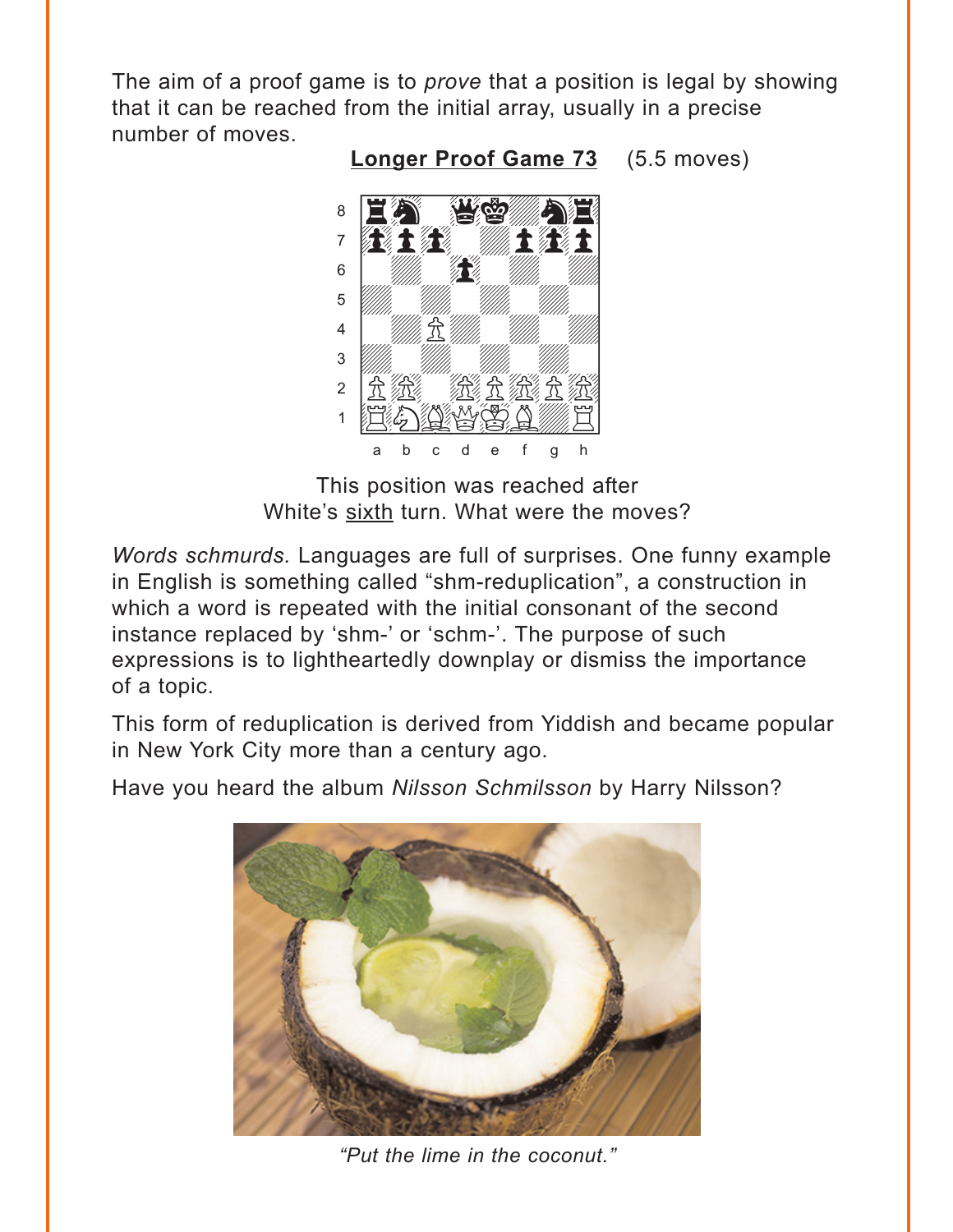The aim of a proof game is to *prove* that a position is legal by showing that it can be reached from the initial array, usually in a precise number of moves.

**Longer Proof Game 73** (5.5 moves)

This position was reached after White's sixth turn. What were the moves?

*Words schmurds.* Languages are full of surprises. One funny example in English is something called "shm-reduplication", a construction in which a word is repeated with the initial consonant of the second instance replaced by 'shm-' or 'schm-'. The purpose of such expressions is to lightheartedly downplay or dismiss the importance of a topic.

This form of reduplication is derived from Yiddish and became popular in New York City more than a century ago.

Have you heard the album *Nilsson Schmilsson* by Harry Nilsson?

*"Put the lime in the coconut."*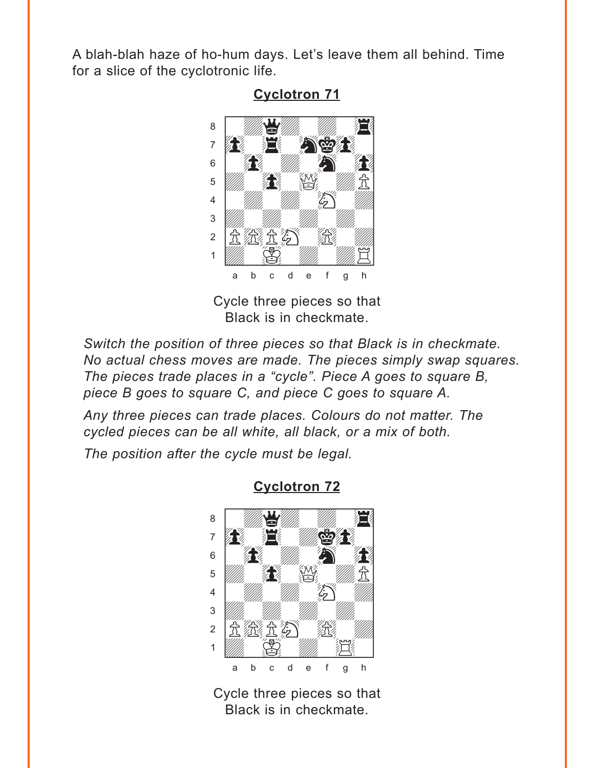A blah-blah haze of ho-hum days. Let's leave them all behind. Time for a slice of the cyclotronic life.

## Cyclotron 71

Cycle three pieces so that Black is in checkmate.

*Switch the position of three pieces so that Black is in checkmate. No actual chess moves are made. The pieces simply swap squares. The pieces trade places in a "cycle". Piece A goes to square B, piece B goes to square C, and piece C goes to square A.*

*Any three pieces can trade places. Colours do not matter. The cycled pieces can be all white, all black, or a mix of both.*

*The position after the cycle must be legal.*

## Cyclotron 72

Cycle three pieces so that Black is in checkmate.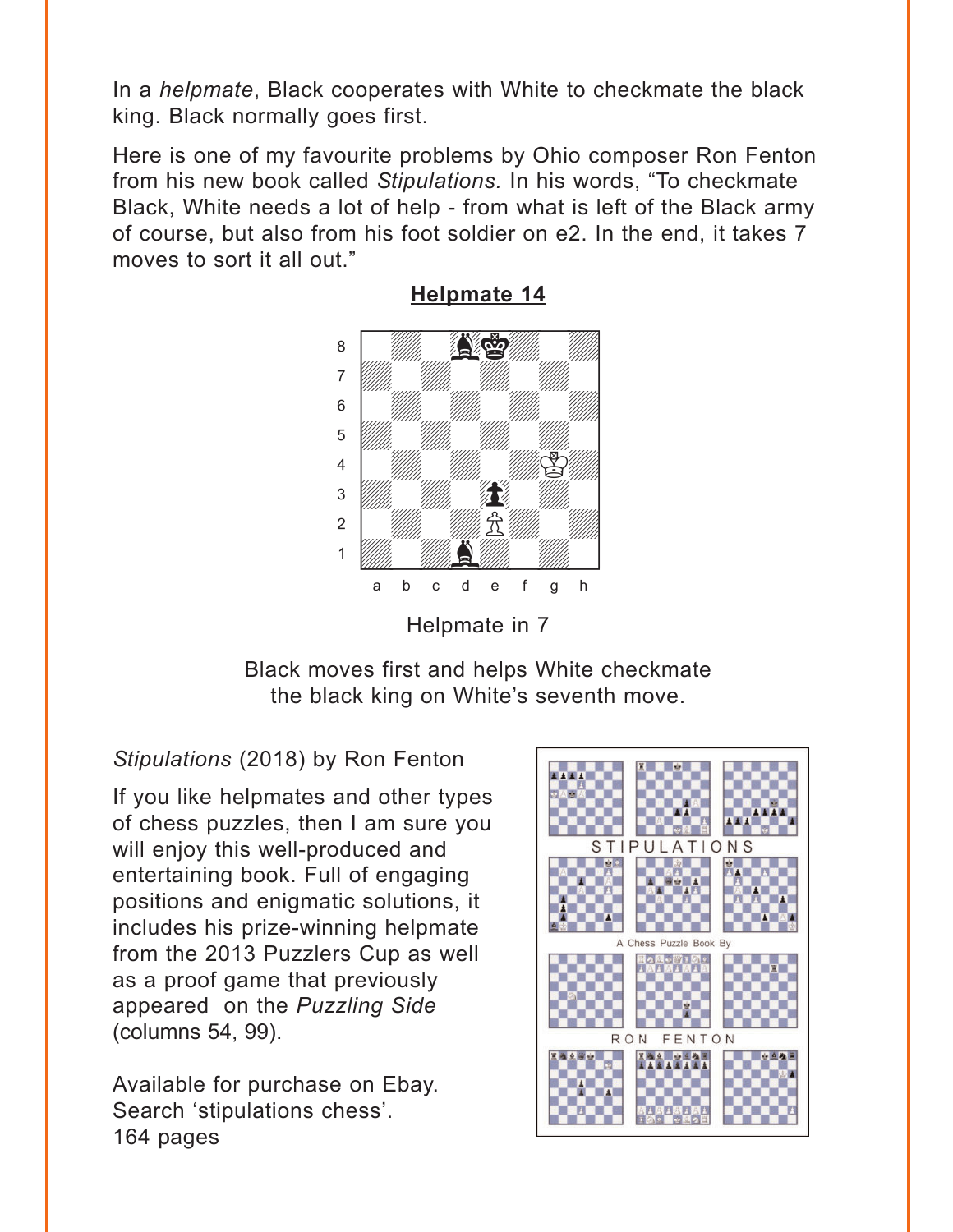In a *helpmate*, Black cooperates with White to checkmate the black king. Black normally goes first.

Here is one of my favourite problems by Ohio composer Ron Fenton from his new book called *Stipulations.* In his words, "To checkmate Black, White needs a lot of help - from what is left of the Black army of course, but also from his foot soldier on e2. In the end, it takes 7 moves to sort it all out."

**Helmate 14**

Helpmate in 7

Black moves first and helps White checkmate the black king on White's seventh move.

*Stipulations* (2018) by Ron Fenton

If you like helpmates and other types of chess puzzles, then I am sure you will enjoy this well-produced and entertaining book. Full of engaging positions and enigmatic solutions, it includes his prize-winning helpmate from the 2013 Puzzlers Cup as well as a proof game that previously appeared on the *Puzzling Side* (columns 54, 99).

Available for purchase on Ebay.
Search 'stipulations chess'.
164 pages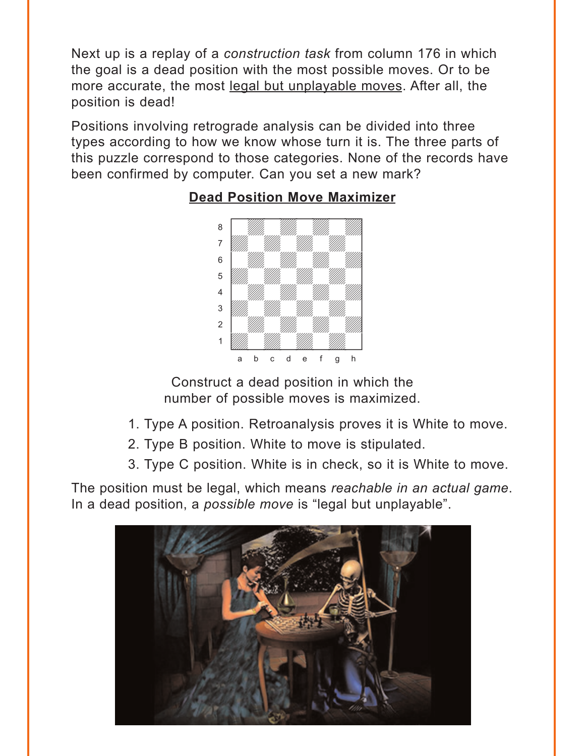Next up is a replay of a *construction task* from column 176 in which the goal is a dead position with the most possible moves. Or to be more accurate, the most legal but unplayable moves. After all, the position is dead!

Positions involving retrograde analysis can be divided into three types according to how we know whose turn it is. The three parts of this puzzle correspond to those categories. None of the records have been confirmed by computer. Can you set a new mark?

**Dead Position Move Maximizer**

Construct a dead position in which the number of possible moves is maximized.

1. Type A position. Retroanalysis proves it is White to move.
2. Type B position. White to move is stipulated.
3. Type C position. White is in check, so it is White to move.

The position must be legal, which means *reachable in an actual game*. In a dead position, a *possible move* is "legal but unplayable".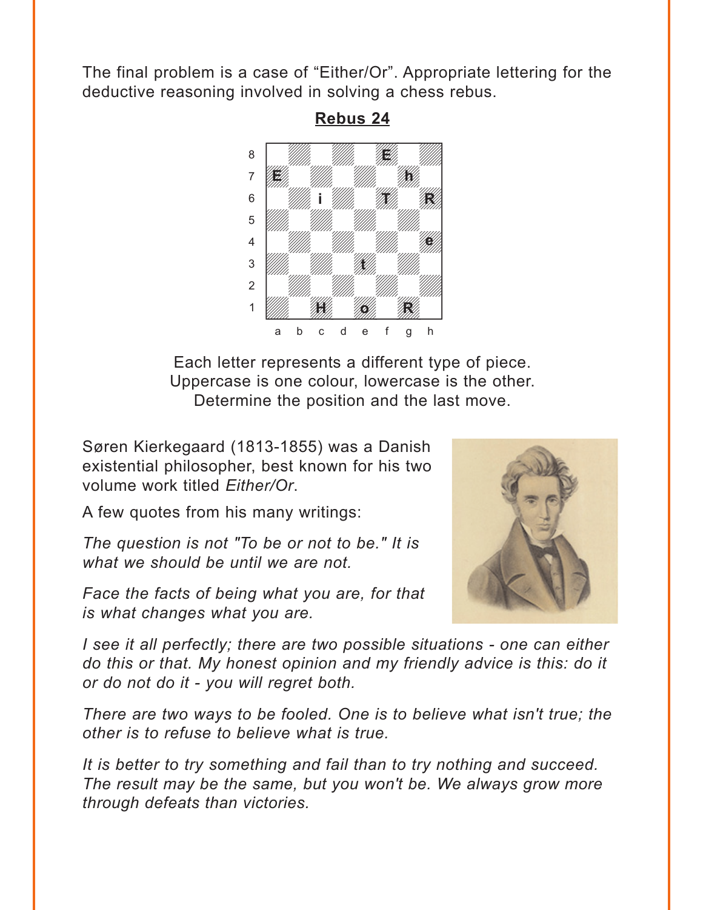The final problem is a case of "Either/Or". Appropriate lettering for the deductive reasoning involved in solving a chess rebus.

**Rebus 24**

|   | a | b | c | d | e | f | g | h |
|---|---|---|---|---|---|---|---|---|
| 8 |   |   |   |   |   | E |   |   |
| 7 | E |   |   |   |   |   | h |   |
| 6 |   |   | i |   |   | T |   | R |
| 5 |   |   |   |   |   |   |   |   |
| 4 |   |   |   |   |   |   |   | e |
| 3 |   |   |   |   | t |   |   |   |
| 2 |   |   |   |   |   |   |   |   |
| 1 |   |   | H |   | o |   | R |   |

Each letter represents a different type of piece.
Uppercase is one colour, lowercase is the other.
Determine the position and the last move.

Søren Kierkegaard (1813-1855) was a Danish existential philosopher, best known for his two volume work titled *Either/Or*.

A few quotes from his many writings:

*The question is not "To be or not to be." It is what we should be until we are not.*

*Face the facts of being what you are, for that is what changes what you are.*

*I see it all perfectly; there are two possible situations - one can either do this or that. My honest opinion and my friendly advice is this: do it or do not do it - you will regret both.*

*There are two ways to be fooled. One is to believe what isn't true; the other is to refuse to believe what is true.*

*It is better to try something and fail than to try nothing and succeed. The result may be the same, but you won't be. We always grow more through defeats than victories.*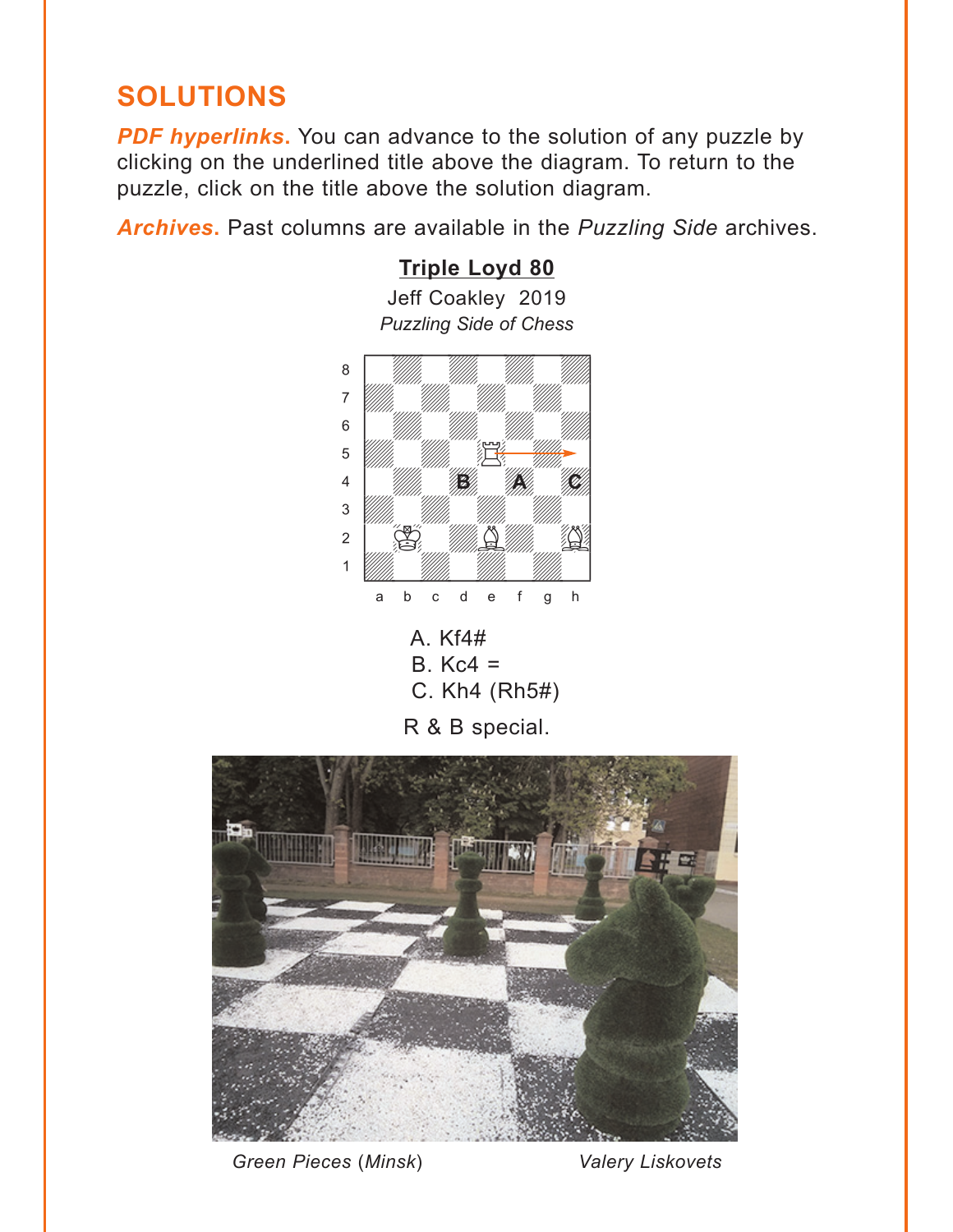# SOLUTIONS

***PDF hyperlinks.*** You can advance to the solution of any puzzle by clicking on the underlined title above the diagram. To return to the puzzle, click on the title above the solution diagram.

***Archives.*** Past columns are available in the *Puzzling Side* archives.

**Triple Loyd 80**

Jeff Coakley 2019

*Puzzling Side of Chess*

A. Kf4#
B. Kc4 =
C. Kh4 (Rh5#)

R & B special.

*Green Pieces (Minsk)* *Valery Liskovets*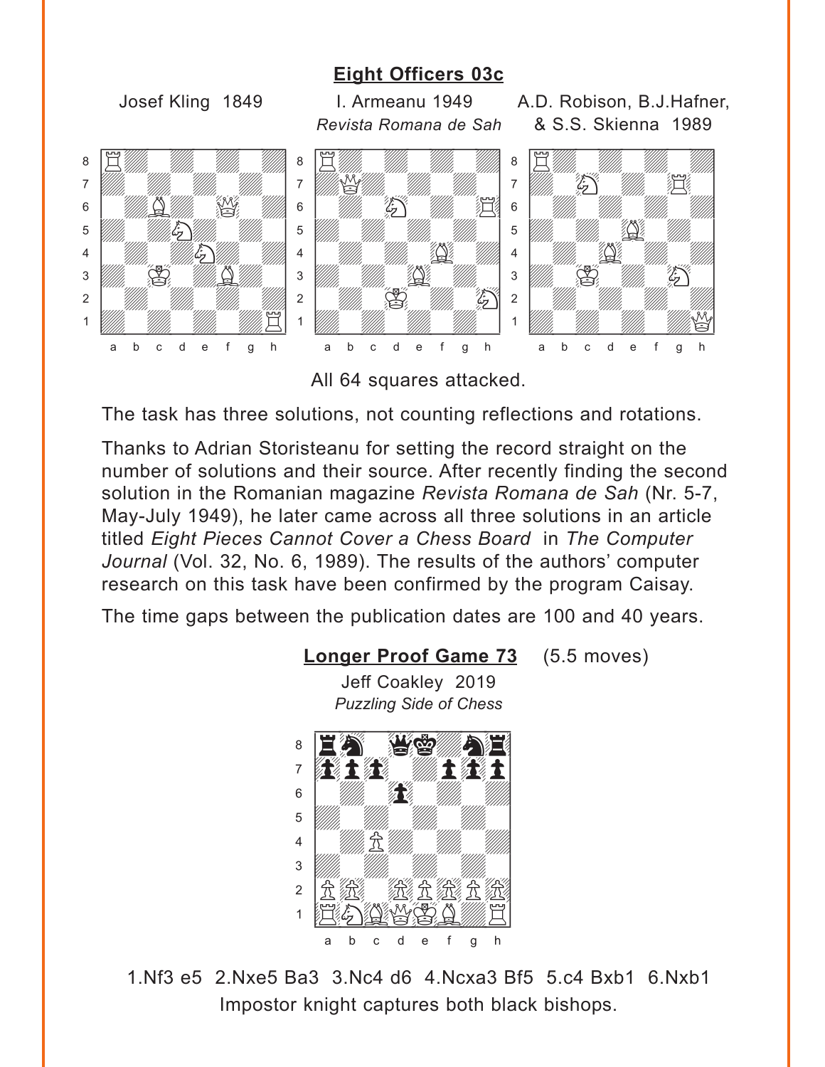## Eight Officers 03c

Josef Kling 1849

I. Armeanu 1949
*Revista Romana de Sah*

A.D. Robison, B.J.Hafner, & S.S. Skienna 1989

All 64 squares attacked.

The task has three solutions, not counting reflections and rotations.

Thanks to Adrian Storisteanu for setting the record straight on the number of solutions and their source. After recently finding the second solution in the Romanian magazine *Revista Romana de Sah* (Nr. 5-7, May-July 1949), he later came across all three solutions in an article titled *Eight Pieces Cannot Cover a Chess Board* in *The Computer Journal* (Vol. 32, No. 6, 1989). The results of the authors' computer research on this task have been confirmed by the program Caisay.

The time gaps between the publication dates are 100 and 40 years.

## Longer Proof Game 73 (5.5 moves)

Jeff Coakley 2019
*Puzzling Side of Chess*

1.Nf3 e5 2.Nxe5 Ba3 3.Nc4 d6 4.Ncxa3 Bf5 5.c4 Bxb1 6.Nxb1
Impostor knight captures both black bishops.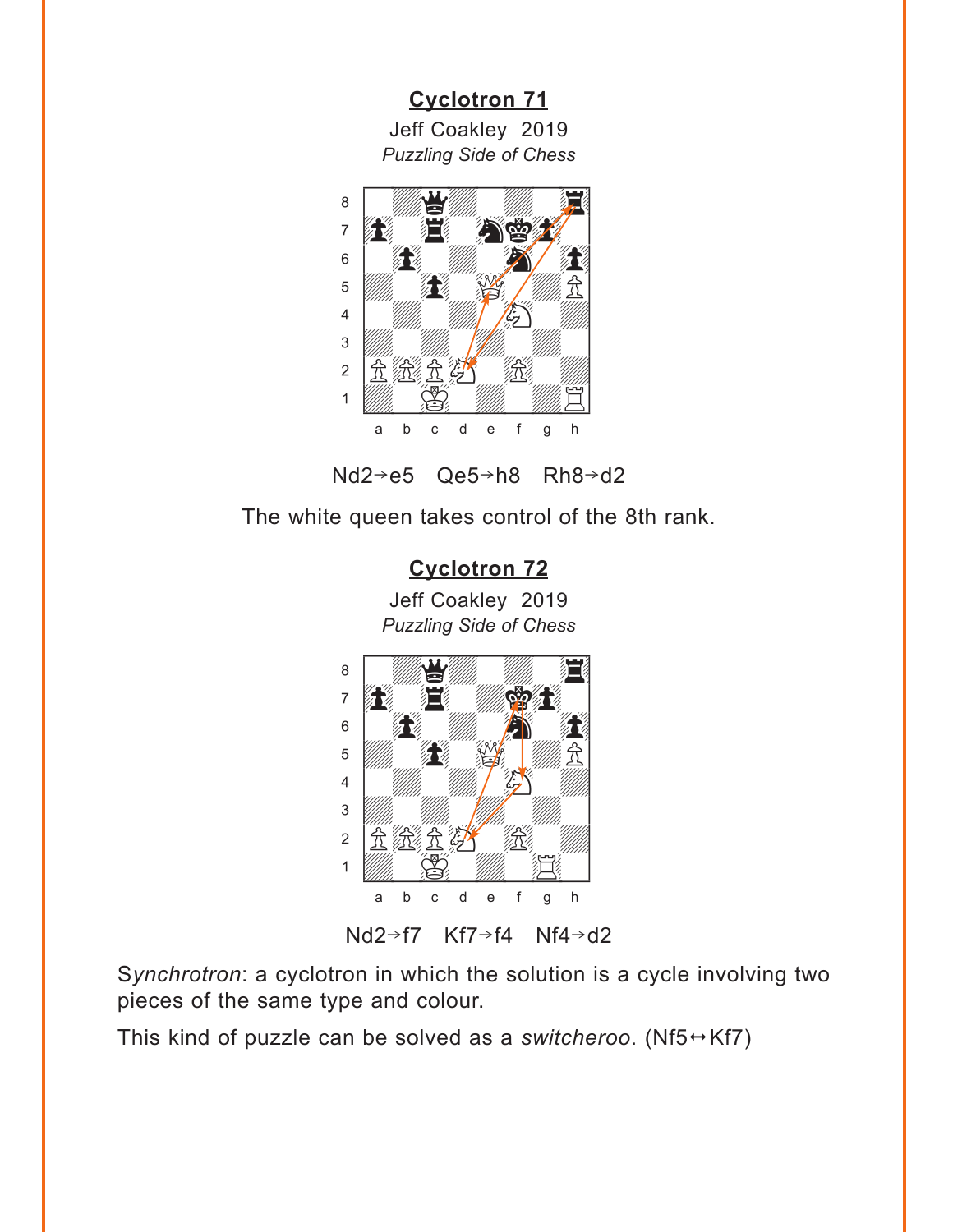## Cyclotron 71

Jeff Coakley 2019
*Puzzling Side of Chess*

Nd2→e5 Qe5→h8 Rh8→d2

The white queen takes control of the 8th rank.

## Cyclotron 72

Jeff Coakley 2019
*Puzzling Side of Chess*

Nd2→f7 Kf7→f4 Nf4→d2

S*ynchrotron*: a cyclotron in which the solution is a cycle involving two pieces of the same type and colour.

This kind of puzzle can be solved as a *switcheroo*. (Nf5↔Kf7)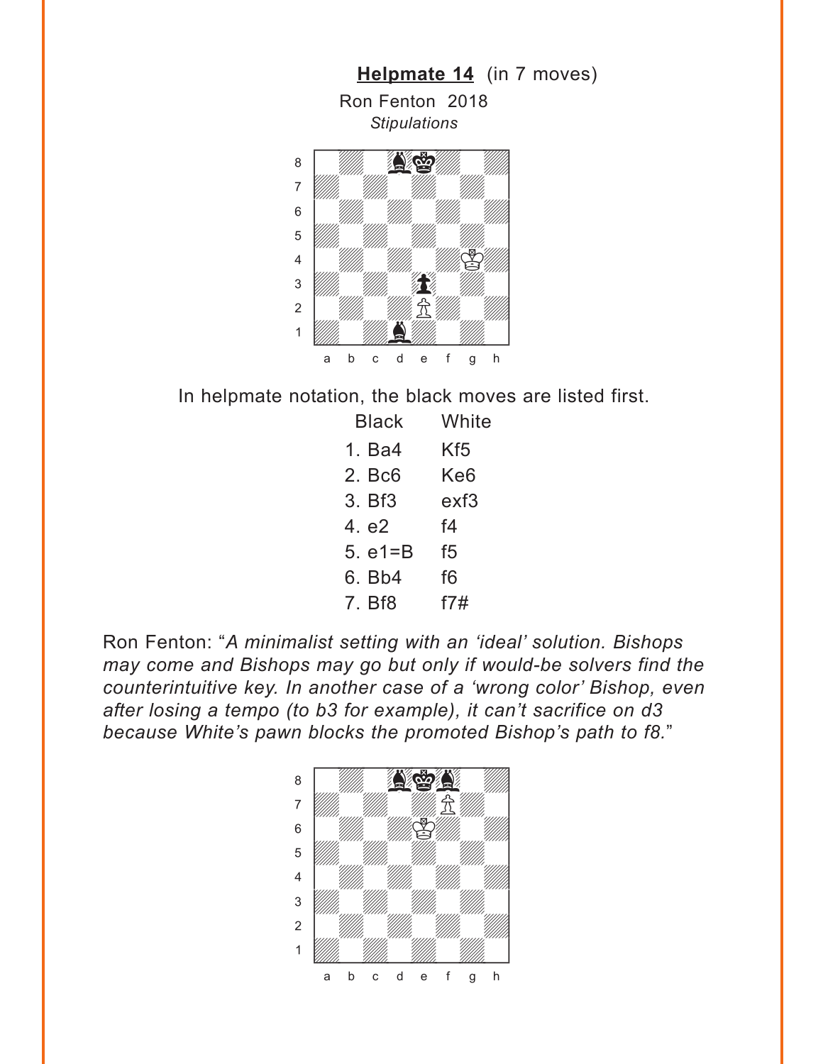**Helpmate 14** (in 7 moves)

Ron Fenton 2018

*Stipulations*

In helpmate notation, the black moves are listed first.

| | Black | White |
|---|---|---|
| 1. | Ba4 | Kf5 |
| 2. | Bc6 | Ke6 |
| 3. | Bf3 | exf3 |
| 4. | e2 | f4 |
| 5. | e1=B | f5 |
| 6. | Bb4 | f6 |
| 7. | Bf8 | f7# |

Ron Fenton: "*A minimalist setting with an 'ideal' solution. Bishops may come and Bishops may go but only if would-be solvers find the counterintuitive key. In another case of a 'wrong color' Bishop, even after losing a tempo (to b3 for example), it can't sacrifice on d3 because White's pawn blocks the promoted Bishop's path to f8.*"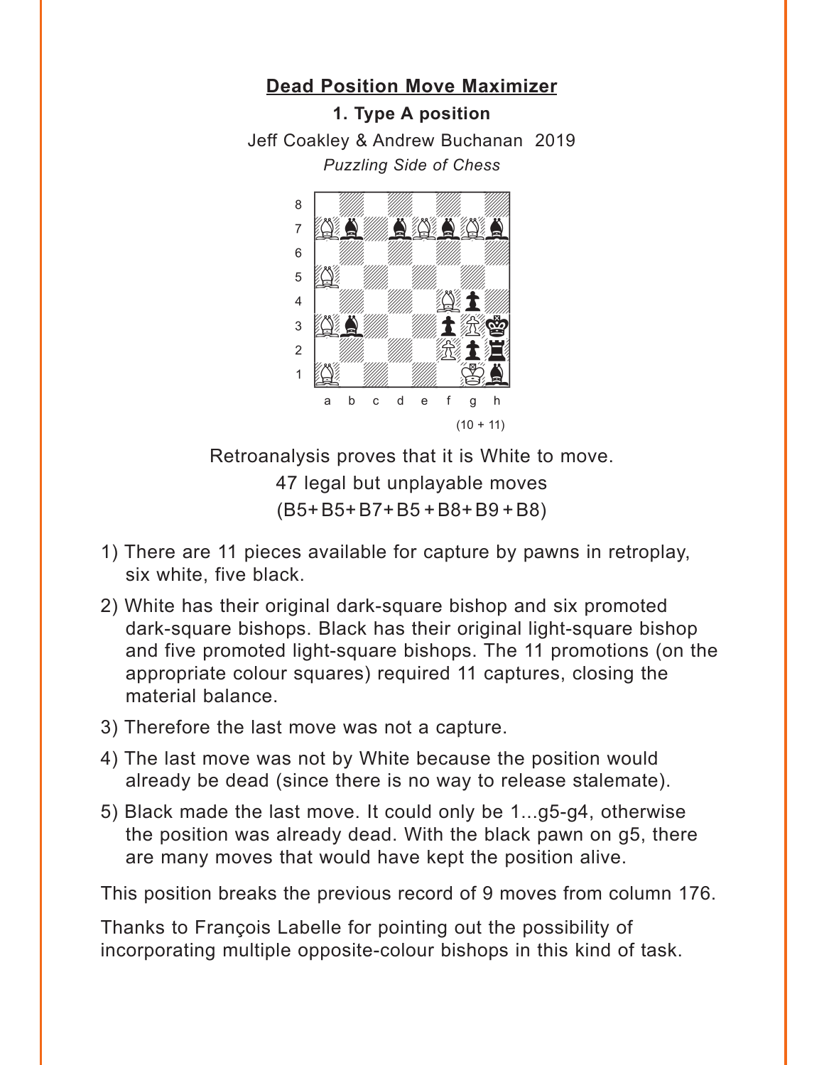## Dead Position Move Maximizer

### 1. Type A position

Jeff Coakley & Andrew Buchanan 2019

*Puzzling Side of Chess*

(10 + 11)

Retroanalysis proves that it is White to move.

47 legal but unplayable moves

(B5+B5+B7+B5+B8+B9+B8)

1) There are 11 pieces available for capture by pawns in retroplay, six white, five black.
2) White has their original dark-square bishop and six promoted dark-square bishops. Black has their original light-square bishop and five promoted light-square bishops. The 11 promotions (on the appropriate colour squares) required 11 captures, closing the material balance.
3) Therefore the last move was not a capture.
4) The last move was not by White because the position would already be dead (since there is no way to release stalemate).
5) Black made the last move. It could only be 1...g5-g4, otherwise the position was already dead. With the black pawn on g5, there are many moves that would have kept the position alive.

This position breaks the previous record of 9 moves from column 176.

Thanks to François Labelle for pointing out the possibility of incorporating multiple opposite-colour bishops in this kind of task.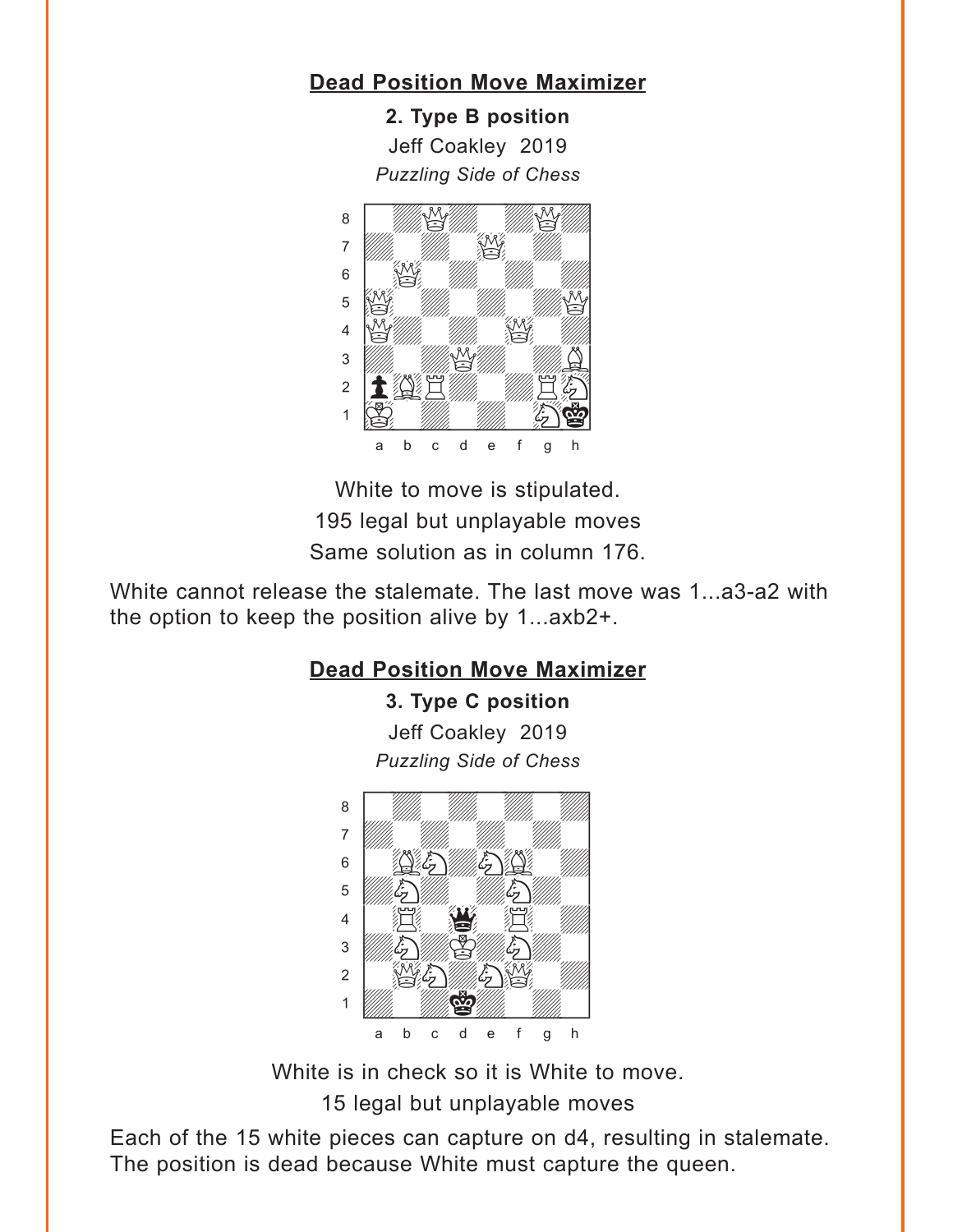## Dead Position Move Maximizer

**2. Type B position**

Jeff Coakley 2019

*Puzzling Side of Chess*

White to move is stipulated.

195 legal but unplayable moves

Same solution as in column 176.

White cannot release the stalemate. The last move was 1...a3-a2 with the option to keep the position alive by 1...axb2+.

## Dead Position Move Maximizer

**3. Type C position**

Jeff Coakley 2019

*Puzzling Side of Chess*

White is in check so it is White to move.

15 legal but unplayable moves

Each of the 15 white pieces can capture on d4, resulting in stalemate. The position is dead because White must capture the queen.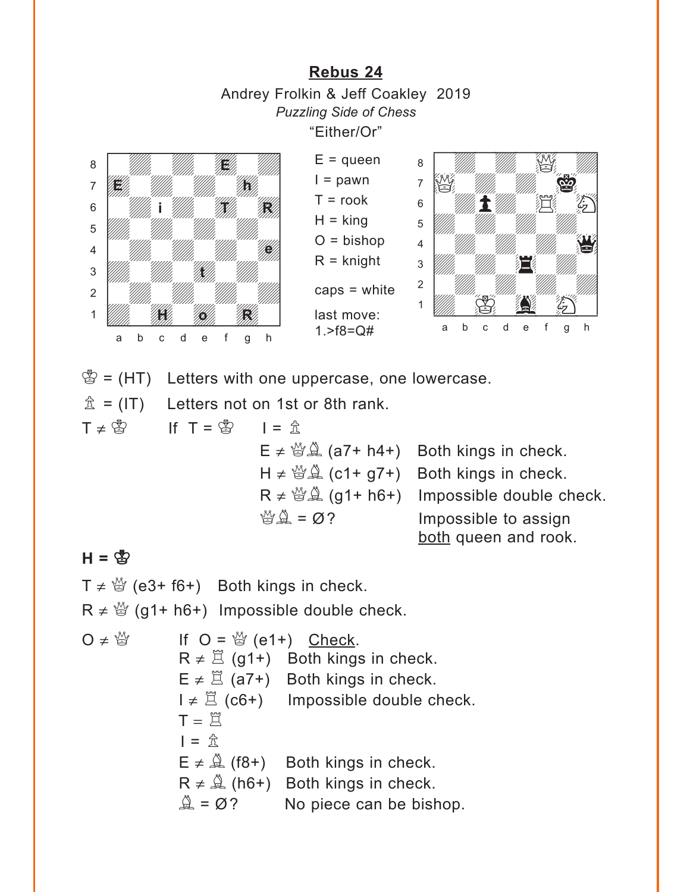## Rebus 24

Andrey Frolkin & Jeff Coakley 2019

*Puzzling Side of Chess*

"Either/Or"

Left diagram (letters):
- 8: e8 = E
- 7: a7 = E, g7 = h
- 6: c6 = i, f6 = T, h6 = R
- 4: h4 = e
- 3: e3 = t
- 1: c1 = H, e1 = o, g1 = R

E = queen
I = pawn
T = rook
H = king
O = bishop
R = knight

caps = white

last move:
1.>f8=Q#

Right diagram: White Qf8, Qa7, Rf6, Nh6, Kc1, Ng1; Black Kg7, pawn c6, Qh4, Re3, Be1.

♔ = (HT) Letters with one uppercase, one lowercase.

♙ = (IT) Letters not on 1st or 8th rank.

T ≠ ♔ If T = ♔ I = ♙

| | | |
|---|---|---|
| E ≠ ♕♗ | (a7+ h4+) | Both kings in check. |
| H ≠ ♕♗ | (c1+ g7+) | Both kings in check. |
| R ≠ ♕♗ | (g1+ h6+) | Impossible double check. |
| ♕♗ = Ø? | | Impossible to assign both queen and rook. |

**H = ♔**

T ≠ ♕ (e3+ f6+) Both kings in check.

R ≠ ♕ (g1+ h6+) Impossible double check.

O ≠ ♕ If O = ♕ (e1+) Check.

| | | |
|---|---|---|
| R ≠ ♖ | (g1+) | Both kings in check. |
| E ≠ ♖ | (a7+) | Both kings in check. |
| I ≠ ♖ | (c6+) | Impossible double check. |
| T = ♖ | | |
| I = ♙ | | |
| E ≠ ♗ | (f8+) | Both kings in check. |
| R ≠ ♗ | (h6+) | Both kings in check. |
| ♗ = Ø? | | No piece can be bishop. |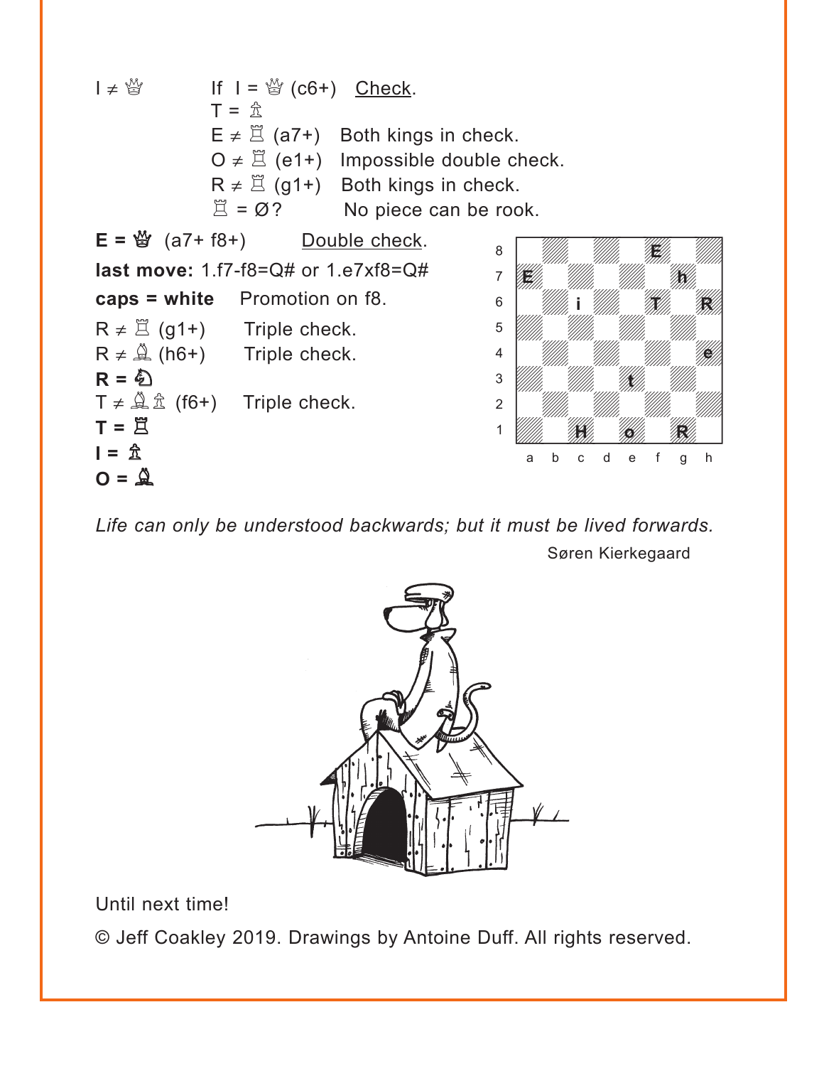I ≠ ♕ If I = ♕ (c6+) Check.

T = ♗

E ≠ ♖ (a7+) Both kings in check.

O ≠ ♖ (e1+) Impossible double check.

R ≠ ♖ (g1+) Both kings in check.

♖ = Ø? No piece can be rook.

**E = ♕** (a7+ f8+) Double check.

**last move:** 1.f7-f8=Q# or 1.e7xf8=Q#

**caps = white** Promotion on f8.

R ≠ ♖ (g1+) Triple check.

R ≠ ♗ (h6+) Triple check.

**R = ♘**

T ≠ ♗♗ (f6+) Triple check.

**T = ♖**

**I = ♗**

**O = ♗**

8 E
7 E h
6 i T R
5
4 e
3 t
2
1 H o R
a b c d e f g h

*Life can only be understood backwards; but it must be lived forwards.*

Søren Kierkegaard

Until next time!

© Jeff Coakley 2019. Drawings by Antoine Duff. All rights reserved.